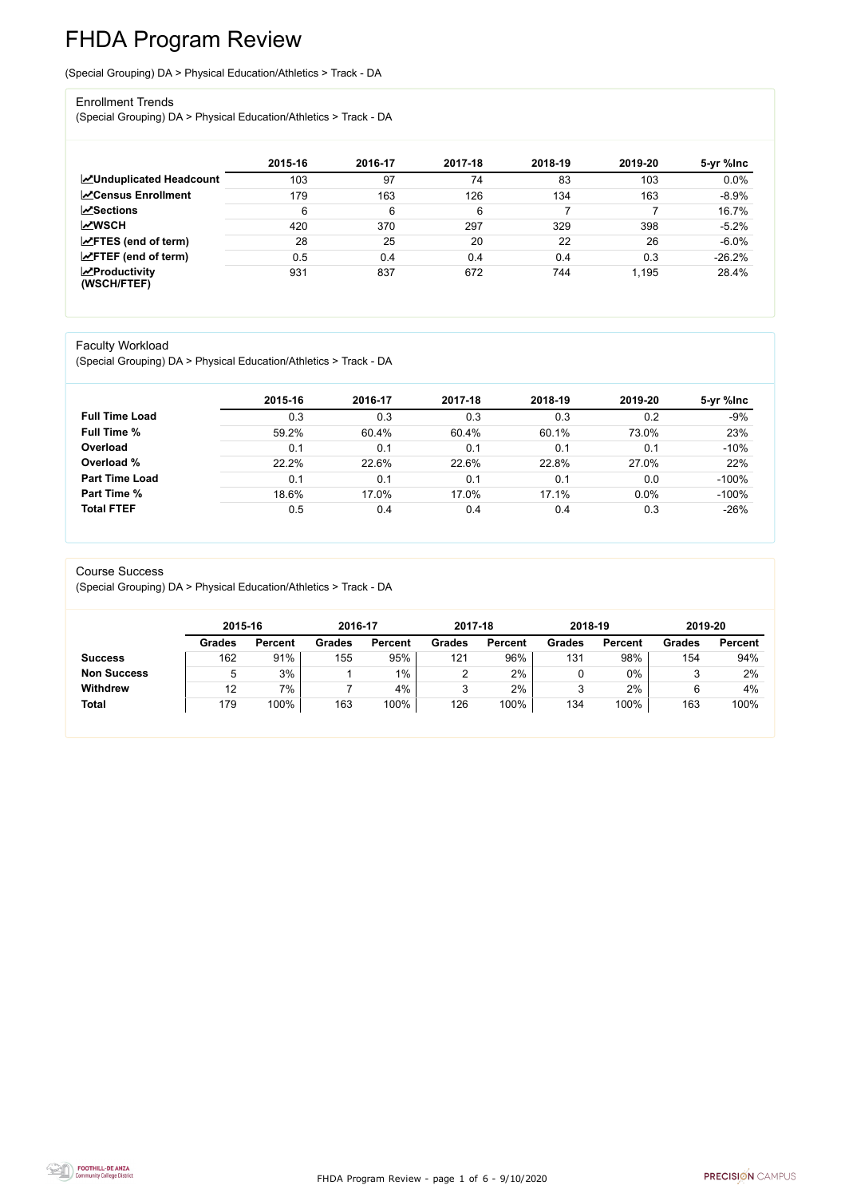# FHDA Program Review

(Special Grouping) DA > Physical Education/Athletics > Track - DA

## Enrollment Trends

(Special Grouping) DA > Physical Education/Athletics > Track - DA

| | 2015-16 | 2016-17 | 2017-18 | 2018-19 | 2019-20 | 5-yr %Inc |
|---|---|---|---|---|---|---|
| **Unduplicated Headcount** | 103 | 97 | 74 | 83 | 103 | 0.0% |
| **Census Enrollment** | 179 | 163 | 126 | 134 | 163 | -8.9% |
| **Sections** | 6 | 6 | 6 | 7 | 7 | 16.7% |
| **WSCH** | 420 | 370 | 297 | 329 | 398 | -5.2% |
| **FTES (end of term)** | 28 | 25 | 20 | 22 | 26 | -6.0% |
| **FTEF (end of term)** | 0.5 | 0.4 | 0.4 | 0.4 | 0.3 | -26.2% |
| **Productivity (WSCH/FTEF)** | 931 | 837 | 672 | 744 | 1,195 | 28.4% |

## Faculty Workload

(Special Grouping) DA > Physical Education/Athletics > Track - DA

| | 2015-16 | 2016-17 | 2017-18 | 2018-19 | 2019-20 | 5-yr %Inc |
|---|---|---|---|---|---|---|
| **Full Time Load** | 0.3 | 0.3 | 0.3 | 0.3 | 0.2 | -9% |
| **Full Time %** | 59.2% | 60.4% | 60.4% | 60.1% | 73.0% | 23% |
| **Overload** | 0.1 | 0.1 | 0.1 | 0.1 | 0.1 | -10% |
| **Overload %** | 22.2% | 22.6% | 22.6% | 22.8% | 27.0% | 22% |
| **Part Time Load** | 0.1 | 0.1 | 0.1 | 0.1 | 0.0 | -100% |
| **Part Time %** | 18.6% | 17.0% | 17.0% | 17.1% | 0.0% | -100% |
| **Total FTEF** | 0.5 | 0.4 | 0.4 | 0.4 | 0.3 | -26% |

## Course Success

(Special Grouping) DA > Physical Education/Athletics > Track - DA

| | 2015-16 | | 2016-17 | | 2017-18 | | 2018-19 | | 2019-20 | |
|---|---|---|---|---|---|---|---|---|---|---|
| | Grades | Percent | Grades | Percent | Grades | Percent | Grades | Percent | Grades | Percent |
| **Success** | 162 | 91% | 155 | 95% | 121 | 96% | 131 | 98% | 154 | 94% |
| **Non Success** | 5 | 3% | 1 | 1% | 2 | 2% | 0 | 0% | 3 | 2% |
| **Withdrew** | 12 | 7% | 7 | 4% | 3 | 2% | 3 | 2% | 6 | 4% |
| **Total** | 179 | 100% | 163 | 100% | 126 | 100% | 134 | 100% | 163 | 100% |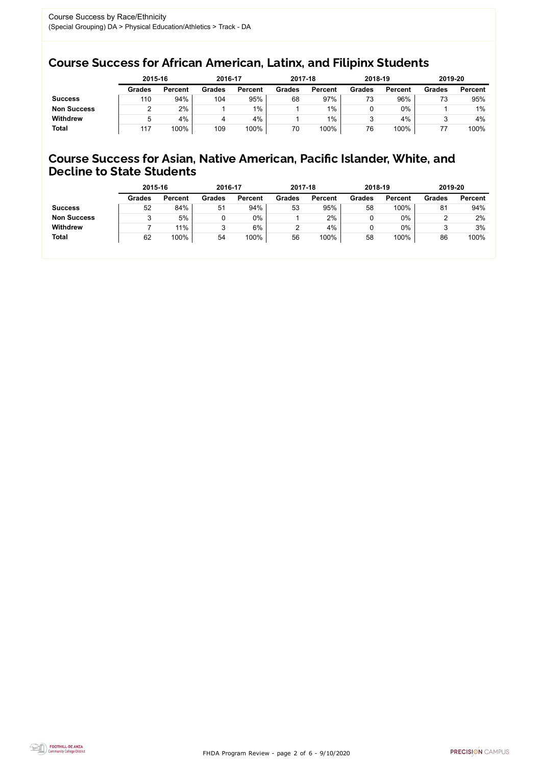Course Success by Race/Ethnicity
(Special Grouping) DA > Physical Education/Athletics > Track - DA

## Course Success for African American, Latinx, and Filipinx Students

| | 2015-16 | | 2016-17 | | 2017-18 | | 2018-19 | | 2019-20 | |
|---|---|---|---|---|---|---|---|---|---|---|
| | **Grades** | **Percent** | **Grades** | **Percent** | **Grades** | **Percent** | **Grades** | **Percent** | **Grades** | **Percent** |
| **Success** | 110 | 94% | 104 | 95% | 68 | 97% | 73 | 96% | 73 | 95% |
| **Non Success** | 2 | 2% | 1 | 1% | 1 | 1% | 0 | 0% | 1 | 1% |
| **Withdrew** | 5 | 4% | 4 | 4% | 1 | 1% | 3 | 4% | 3 | 4% |
| **Total** | 117 | 100% | 109 | 100% | 70 | 100% | 76 | 100% | 77 | 100% |

## Course Success for Asian, Native American, Pacific Islander, White, and Decline to State Students

| | 2015-16 | | 2016-17 | | 2017-18 | | 2018-19 | | 2019-20 | |
|---|---|---|---|---|---|---|---|---|---|---|
| | **Grades** | **Percent** | **Grades** | **Percent** | **Grades** | **Percent** | **Grades** | **Percent** | **Grades** | **Percent** |
| **Success** | 52 | 84% | 51 | 94% | 53 | 95% | 58 | 100% | 81 | 94% |
| **Non Success** | 3 | 5% | 0 | 0% | 1 | 2% | 0 | 0% | 2 | 2% |
| **Withdrew** | 7 | 11% | 3 | 6% | 2 | 4% | 0 | 0% | 3 | 3% |
| **Total** | 62 | 100% | 54 | 100% | 56 | 100% | 58 | 100% | 86 | 100% |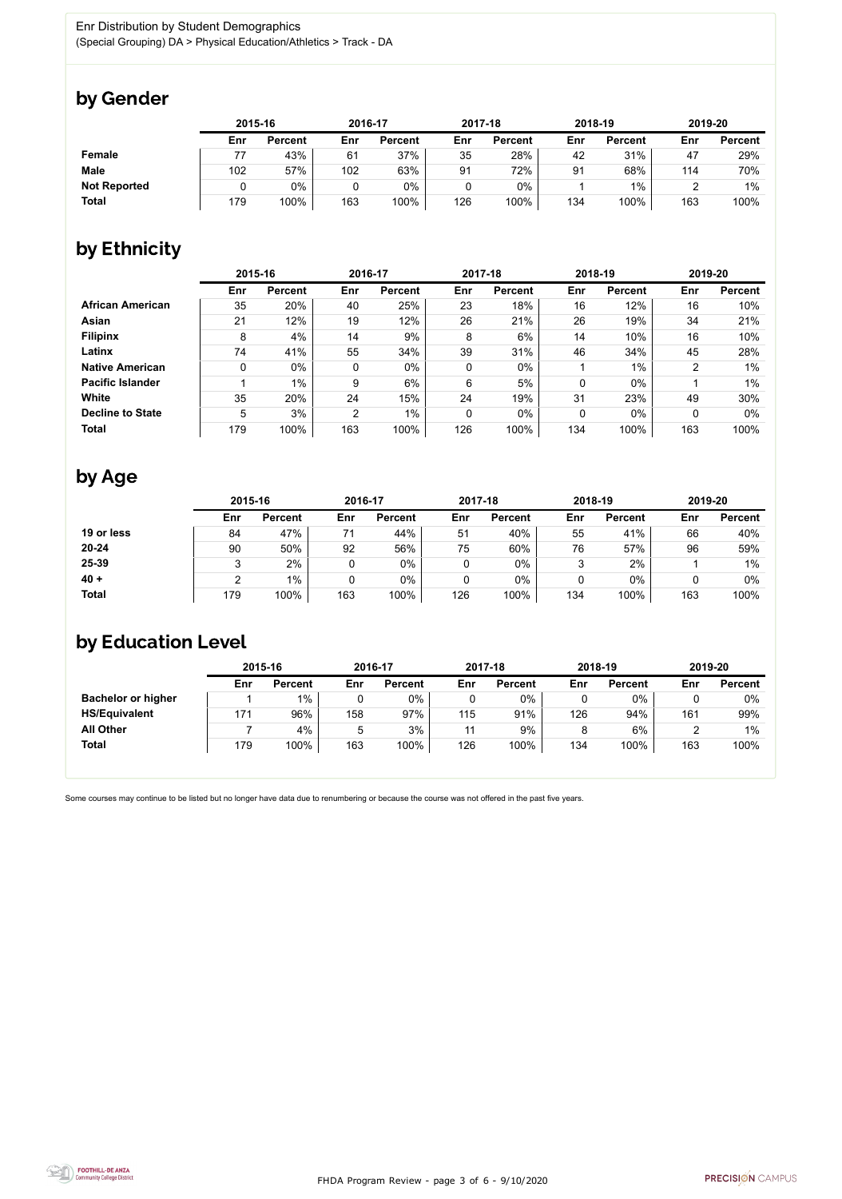Enr Distribution by Student Demographics

(Special Grouping) DA > Physical Education/Athletics > Track - DA

## by Gender

| | 2015-16 | | 2016-17 | | 2017-18 | | 2018-19 | | 2019-20 | |
|---|---|---|---|---|---|---|---|---|---|---|
| | Enr | Percent | Enr | Percent | Enr | Percent | Enr | Percent | Enr | Percent |
| **Female** | 77 | 43% | 61 | 37% | 35 | 28% | 42 | 31% | 47 | 29% |
| **Male** | 102 | 57% | 102 | 63% | 91 | 72% | 91 | 68% | 114 | 70% |
| **Not Reported** | 0 | 0% | 0 | 0% | 0 | 0% | 1 | 1% | 2 | 1% |
| **Total** | 179 | 100% | 163 | 100% | 126 | 100% | 134 | 100% | 163 | 100% |

## by Ethnicity

| | 2015-16 | | 2016-17 | | 2017-18 | | 2018-19 | | 2019-20 | |
|---|---|---|---|---|---|---|---|---|---|---|
| | Enr | Percent | Enr | Percent | Enr | Percent | Enr | Percent | Enr | Percent |
| **African American** | 35 | 20% | 40 | 25% | 23 | 18% | 16 | 12% | 16 | 10% |
| **Asian** | 21 | 12% | 19 | 12% | 26 | 21% | 26 | 19% | 34 | 21% |
| **Filipinx** | 8 | 4% | 14 | 9% | 8 | 6% | 14 | 10% | 16 | 10% |
| **Latinx** | 74 | 41% | 55 | 34% | 39 | 31% | 46 | 34% | 45 | 28% |
| **Native American** | 0 | 0% | 0 | 0% | 0 | 0% | 1 | 1% | 2 | 1% |
| **Pacific Islander** | 1 | 1% | 9 | 6% | 6 | 5% | 0 | 0% | 1 | 1% |
| **White** | 35 | 20% | 24 | 15% | 24 | 19% | 31 | 23% | 49 | 30% |
| **Decline to State** | 5 | 3% | 2 | 1% | 0 | 0% | 0 | 0% | 0 | 0% |
| **Total** | 179 | 100% | 163 | 100% | 126 | 100% | 134 | 100% | 163 | 100% |

## by Age

| | 2015-16 | | 2016-17 | | 2017-18 | | 2018-19 | | 2019-20 | |
|---|---|---|---|---|---|---|---|---|---|---|
| | Enr | Percent | Enr | Percent | Enr | Percent | Enr | Percent | Enr | Percent |
| **19 or less** | 84 | 47% | 71 | 44% | 51 | 40% | 55 | 41% | 66 | 40% |
| **20-24** | 90 | 50% | 92 | 56% | 75 | 60% | 76 | 57% | 96 | 59% |
| **25-39** | 3 | 2% | 0 | 0% | 0 | 0% | 3 | 2% | 1 | 1% |
| **40 +** | 2 | 1% | 0 | 0% | 0 | 0% | 0 | 0% | 0 | 0% |
| **Total** | 179 | 100% | 163 | 100% | 126 | 100% | 134 | 100% | 163 | 100% |

## by Education Level

| | 2015-16 | | 2016-17 | | 2017-18 | | 2018-19 | | 2019-20 | |
|---|---|---|---|---|---|---|---|---|---|---|
| | Enr | Percent | Enr | Percent | Enr | Percent | Enr | Percent | Enr | Percent |
| **Bachelor or higher** | 1 | 1% | 0 | 0% | 0 | 0% | 0 | 0% | 0 | 0% |
| **HS/Equivalent** | 171 | 96% | 158 | 97% | 115 | 91% | 126 | 94% | 161 | 99% |
| **All Other** | 7 | 4% | 5 | 3% | 11 | 9% | 8 | 6% | 2 | 1% |
| **Total** | 179 | 100% | 163 | 100% | 126 | 100% | 134 | 100% | 163 | 100% |

Some courses may continue to be listed but no longer have data due to renumbering or because the course was not offered in the past five years.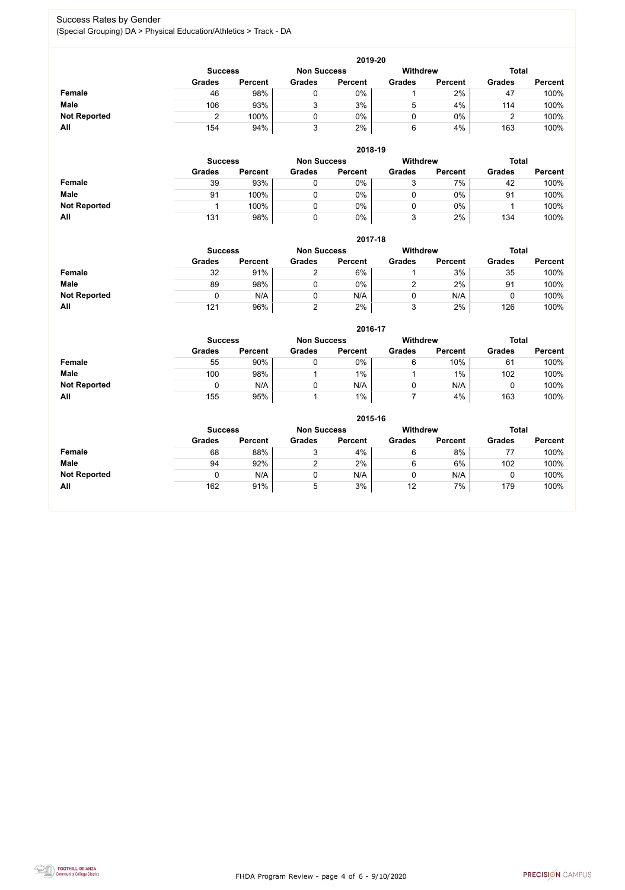# Success Rates by Gender

(Special Grouping) DA > Physical Education/Athletics > Track - DA

## 2019-20

| | Success | | Non Success | | Withdrew | | Total | |
|---|---|---|---|---|---|---|---|---|
| | Grades | Percent | Grades | Percent | Grades | Percent | Grades | Percent |
| **Female** | 46 | 98% | 0 | 0% | 1 | 2% | 47 | 100% |
| **Male** | 106 | 93% | 3 | 3% | 5 | 4% | 114 | 100% |
| **Not Reported** | 2 | 100% | 0 | 0% | 0 | 0% | 2 | 100% |
| **All** | 154 | 94% | 3 | 2% | 6 | 4% | 163 | 100% |

## 2018-19

| | Success | | Non Success | | Withdrew | | Total | |
|---|---|---|---|---|---|---|---|---|
| | Grades | Percent | Grades | Percent | Grades | Percent | Grades | Percent |
| **Female** | 39 | 93% | 0 | 0% | 3 | 7% | 42 | 100% |
| **Male** | 91 | 100% | 0 | 0% | 0 | 0% | 91 | 100% |
| **Not Reported** | 1 | 100% | 0 | 0% | 0 | 0% | 1 | 100% |
| **All** | 131 | 98% | 0 | 0% | 3 | 2% | 134 | 100% |

## 2017-18

| | Success | | Non Success | | Withdrew | | Total | |
|---|---|---|---|---|---|---|---|---|
| | Grades | Percent | Grades | Percent | Grades | Percent | Grades | Percent |
| **Female** | 32 | 91% | 2 | 6% | 1 | 3% | 35 | 100% |
| **Male** | 89 | 98% | 0 | 0% | 2 | 2% | 91 | 100% |
| **Not Reported** | 0 | N/A | 0 | N/A | 0 | N/A | 0 | 100% |
| **All** | 121 | 96% | 2 | 2% | 3 | 2% | 126 | 100% |

## 2016-17

| | Success | | Non Success | | Withdrew | | Total | |
|---|---|---|---|---|---|---|---|---|
| | Grades | Percent | Grades | Percent | Grades | Percent | Grades | Percent |
| **Female** | 55 | 90% | 0 | 0% | 6 | 10% | 61 | 100% |
| **Male** | 100 | 98% | 1 | 1% | 1 | 1% | 102 | 100% |
| **Not Reported** | 0 | N/A | 0 | N/A | 0 | N/A | 0 | 100% |
| **All** | 155 | 95% | 1 | 1% | 7 | 4% | 163 | 100% |

## 2015-16

| | Success | | Non Success | | Withdrew | | Total | |
|---|---|---|---|---|---|---|---|---|
| | Grades | Percent | Grades | Percent | Grades | Percent | Grades | Percent |
| **Female** | 68 | 88% | 3 | 4% | 6 | 8% | 77 | 100% |
| **Male** | 94 | 92% | 2 | 2% | 6 | 6% | 102 | 100% |
| **Not Reported** | 0 | N/A | 0 | N/A | 0 | N/A | 0 | 100% |
| **All** | 162 | 91% | 5 | 3% | 12 | 7% | 179 | 100% |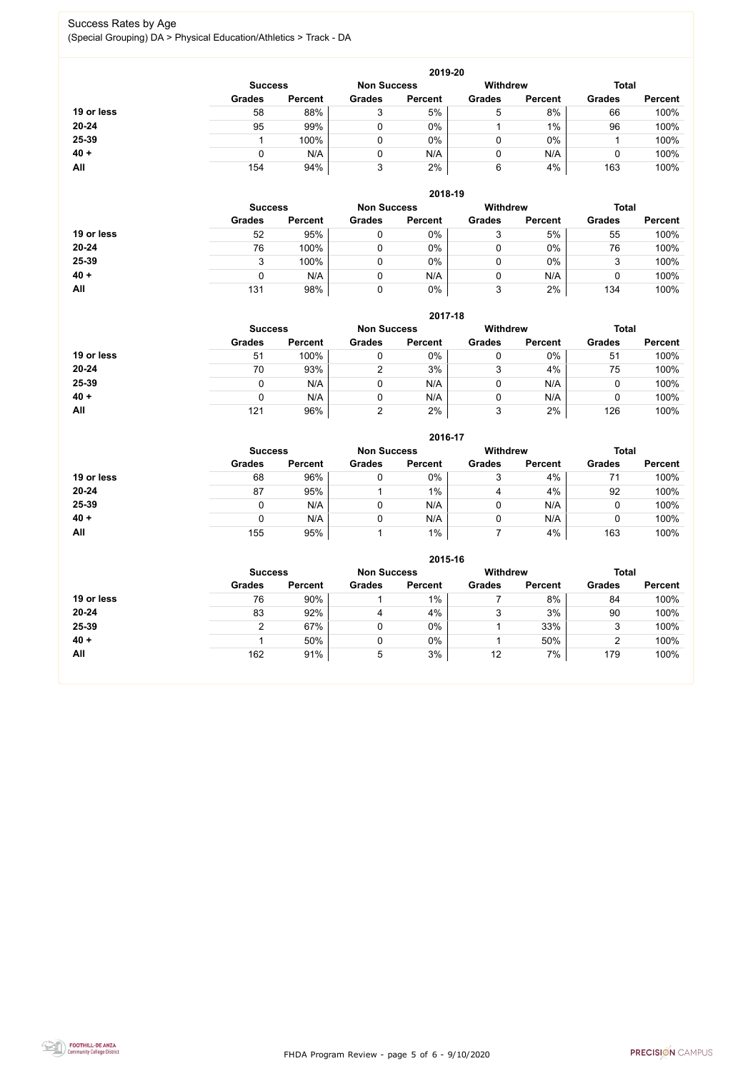Success Rates by Age

(Special Grouping) DA > Physical Education/Athletics > Track - DA

### 2019-20

| | Success | | Non Success | | Withdrew | | Total | |
|---|---|---|---|---|---|---|---|---|
| | Grades | Percent | Grades | Percent | Grades | Percent | Grades | Percent |
| 19 or less | 58 | 88% | 3 | 5% | 5 | 8% | 66 | 100% |
| 20-24 | 95 | 99% | 0 | 0% | 1 | 1% | 96 | 100% |
| 25-39 | 1 | 100% | 0 | 0% | 0 | 0% | 1 | 100% |
| 40 + | 0 | N/A | 0 | N/A | 0 | N/A | 0 | 100% |
| All | 154 | 94% | 3 | 2% | 6 | 4% | 163 | 100% |

### 2018-19

| | Success | | Non Success | | Withdrew | | Total | |
|---|---|---|---|---|---|---|---|---|
| | Grades | Percent | Grades | Percent | Grades | Percent | Grades | Percent |
| 19 or less | 52 | 95% | 0 | 0% | 3 | 5% | 55 | 100% |
| 20-24 | 76 | 100% | 0 | 0% | 0 | 0% | 76 | 100% |
| 25-39 | 3 | 100% | 0 | 0% | 0 | 0% | 3 | 100% |
| 40 + | 0 | N/A | 0 | N/A | 0 | N/A | 0 | 100% |
| All | 131 | 98% | 0 | 0% | 3 | 2% | 134 | 100% |

### 2017-18

| | Success | | Non Success | | Withdrew | | Total | |
|---|---|---|---|---|---|---|---|---|
| | Grades | Percent | Grades | Percent | Grades | Percent | Grades | Percent |
| 19 or less | 51 | 100% | 0 | 0% | 0 | 0% | 51 | 100% |
| 20-24 | 70 | 93% | 2 | 3% | 3 | 4% | 75 | 100% |
| 25-39 | 0 | N/A | 0 | N/A | 0 | N/A | 0 | 100% |
| 40 + | 0 | N/A | 0 | N/A | 0 | N/A | 0 | 100% |
| All | 121 | 96% | 2 | 2% | 3 | 2% | 126 | 100% |

### 2016-17

| | Success | | Non Success | | Withdrew | | Total | |
|---|---|---|---|---|---|---|---|---|
| | Grades | Percent | Grades | Percent | Grades | Percent | Grades | Percent |
| 19 or less | 68 | 96% | 0 | 0% | 3 | 4% | 71 | 100% |
| 20-24 | 87 | 95% | 1 | 1% | 4 | 4% | 92 | 100% |
| 25-39 | 0 | N/A | 0 | N/A | 0 | N/A | 0 | 100% |
| 40 + | 0 | N/A | 0 | N/A | 0 | N/A | 0 | 100% |
| All | 155 | 95% | 1 | 1% | 7 | 4% | 163 | 100% |

### 2015-16

| | Success | | Non Success | | Withdrew | | Total | |
|---|---|---|---|---|---|---|---|---|
| | Grades | Percent | Grades | Percent | Grades | Percent | Grades | Percent |
| 19 or less | 76 | 90% | 1 | 1% | 7 | 8% | 84 | 100% |
| 20-24 | 83 | 92% | 4 | 4% | 3 | 3% | 90 | 100% |
| 25-39 | 2 | 67% | 0 | 0% | 1 | 33% | 3 | 100% |
| 40 + | 1 | 50% | 0 | 0% | 1 | 50% | 2 | 100% |
| All | 162 | 91% | 5 | 3% | 12 | 7% | 179 | 100% |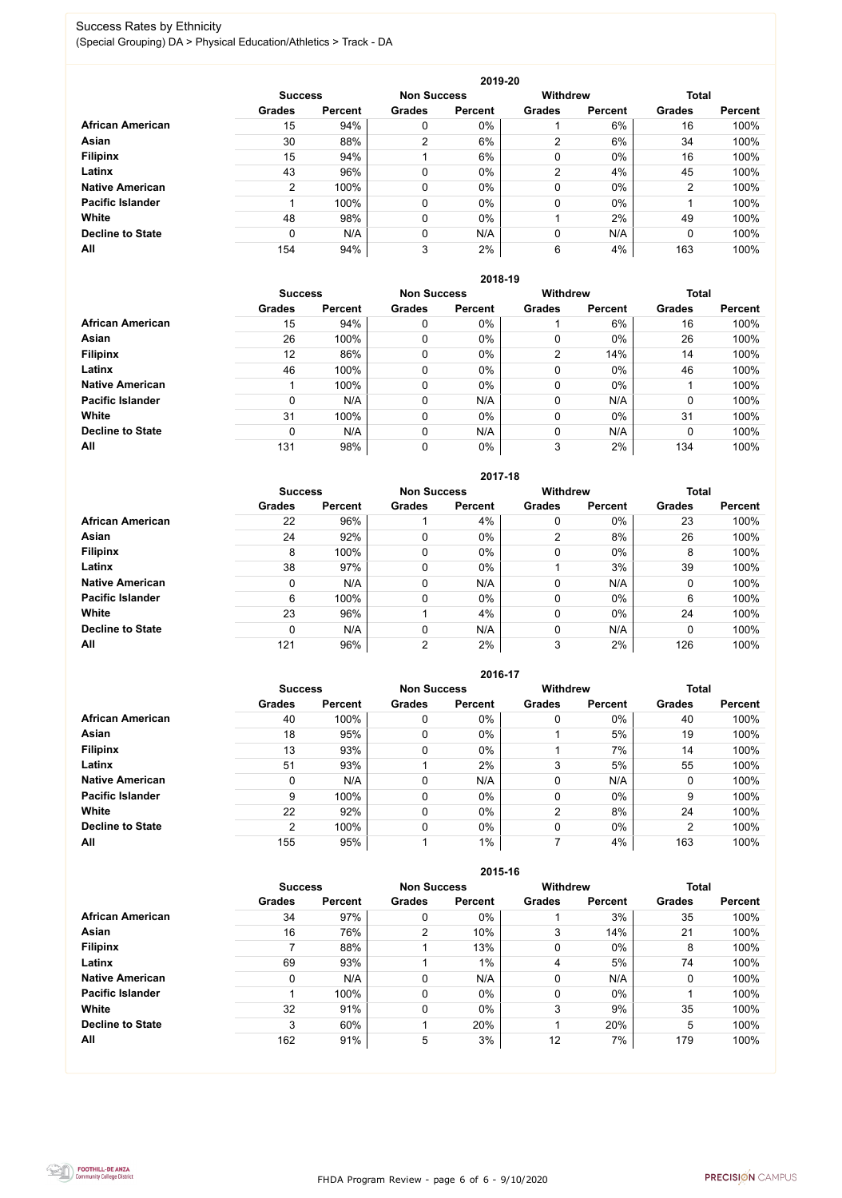# Success Rates by Ethnicity

(Special Grouping) DA > Physical Education/Athletics > Track - DA

## 2019-20

| | Success | | Non Success | | Withdrew | | Total | |
|---|---|---|---|---|---|---|---|---|
| | Grades | Percent | Grades | Percent | Grades | Percent | Grades | Percent |
| **African American** | 15 | 94% | 0 | 0% | 1 | 6% | 16 | 100% |
| **Asian** | 30 | 88% | 2 | 6% | 2 | 6% | 34 | 100% |
| **Filipinx** | 15 | 94% | 1 | 6% | 0 | 0% | 16 | 100% |
| **Latinx** | 43 | 96% | 0 | 0% | 2 | 4% | 45 | 100% |
| **Native American** | 2 | 100% | 0 | 0% | 0 | 0% | 2 | 100% |
| **Pacific Islander** | 1 | 100% | 0 | 0% | 0 | 0% | 1 | 100% |
| **White** | 48 | 98% | 0 | 0% | 1 | 2% | 49 | 100% |
| **Decline to State** | 0 | N/A | 0 | N/A | 0 | N/A | 0 | 100% |
| **All** | 154 | 94% | 3 | 2% | 6 | 4% | 163 | 100% |

## 2018-19

| | Success | | Non Success | | Withdrew | | Total | |
|---|---|---|---|---|---|---|---|---|
| | Grades | Percent | Grades | Percent | Grades | Percent | Grades | Percent |
| **African American** | 15 | 94% | 0 | 0% | 1 | 6% | 16 | 100% |
| **Asian** | 26 | 100% | 0 | 0% | 0 | 0% | 26 | 100% |
| **Filipinx** | 12 | 86% | 0 | 0% | 2 | 14% | 14 | 100% |
| **Latinx** | 46 | 100% | 0 | 0% | 0 | 0% | 46 | 100% |
| **Native American** | 1 | 100% | 0 | 0% | 0 | 0% | 1 | 100% |
| **Pacific Islander** | 0 | N/A | 0 | N/A | 0 | N/A | 0 | 100% |
| **White** | 31 | 100% | 0 | 0% | 0 | 0% | 31 | 100% |
| **Decline to State** | 0 | N/A | 0 | N/A | 0 | N/A | 0 | 100% |
| **All** | 131 | 98% | 0 | 0% | 3 | 2% | 134 | 100% |

## 2017-18

| | Success | | Non Success | | Withdrew | | Total | |
|---|---|---|---|---|---|---|---|---|
| | Grades | Percent | Grades | Percent | Grades | Percent | Grades | Percent |
| **African American** | 22 | 96% | 1 | 4% | 0 | 0% | 23 | 100% |
| **Asian** | 24 | 92% | 0 | 0% | 2 | 8% | 26 | 100% |
| **Filipinx** | 8 | 100% | 0 | 0% | 0 | 0% | 8 | 100% |
| **Latinx** | 38 | 97% | 0 | 0% | 1 | 3% | 39 | 100% |
| **Native American** | 0 | N/A | 0 | N/A | 0 | N/A | 0 | 100% |
| **Pacific Islander** | 6 | 100% | 0 | 0% | 0 | 0% | 6 | 100% |
| **White** | 23 | 96% | 1 | 4% | 0 | 0% | 24 | 100% |
| **Decline to State** | 0 | N/A | 0 | N/A | 0 | N/A | 0 | 100% |
| **All** | 121 | 96% | 2 | 2% | 3 | 2% | 126 | 100% |

## 2016-17

| | Success | | Non Success | | Withdrew | | Total | |
|---|---|---|---|---|---|---|---|---|
| | Grades | Percent | Grades | Percent | Grades | Percent | Grades | Percent |
| **African American** | 40 | 100% | 0 | 0% | 0 | 0% | 40 | 100% |
| **Asian** | 18 | 95% | 0 | 0% | 1 | 5% | 19 | 100% |
| **Filipinx** | 13 | 93% | 0 | 0% | 1 | 7% | 14 | 100% |
| **Latinx** | 51 | 93% | 1 | 2% | 3 | 5% | 55 | 100% |
| **Native American** | 0 | N/A | 0 | N/A | 0 | N/A | 0 | 100% |
| **Pacific Islander** | 9 | 100% | 0 | 0% | 0 | 0% | 9 | 100% |
| **White** | 22 | 92% | 0 | 0% | 2 | 8% | 24 | 100% |
| **Decline to State** | 2 | 100% | 0 | 0% | 0 | 0% | 2 | 100% |
| **All** | 155 | 95% | 1 | 1% | 7 | 4% | 163 | 100% |

## 2015-16

| | Success | | Non Success | | Withdrew | | Total | |
|---|---|---|---|---|---|---|---|---|
| | Grades | Percent | Grades | Percent | Grades | Percent | Grades | Percent |
| **African American** | 34 | 97% | 0 | 0% | 1 | 3% | 35 | 100% |
| **Asian** | 16 | 76% | 2 | 10% | 3 | 14% | 21 | 100% |
| **Filipinx** | 7 | 88% | 1 | 13% | 0 | 0% | 8 | 100% |
| **Latinx** | 69 | 93% | 1 | 1% | 4 | 5% | 74 | 100% |
| **Native American** | 0 | N/A | 0 | N/A | 0 | N/A | 0 | 100% |
| **Pacific Islander** | 1 | 100% | 0 | 0% | 0 | 0% | 1 | 100% |
| **White** | 32 | 91% | 0 | 0% | 3 | 9% | 35 | 100% |
| **Decline to State** | 3 | 60% | 1 | 20% | 1 | 20% | 5 | 100% |
| **All** | 162 | 91% | 5 | 3% | 12 | 7% | 179 | 100% |